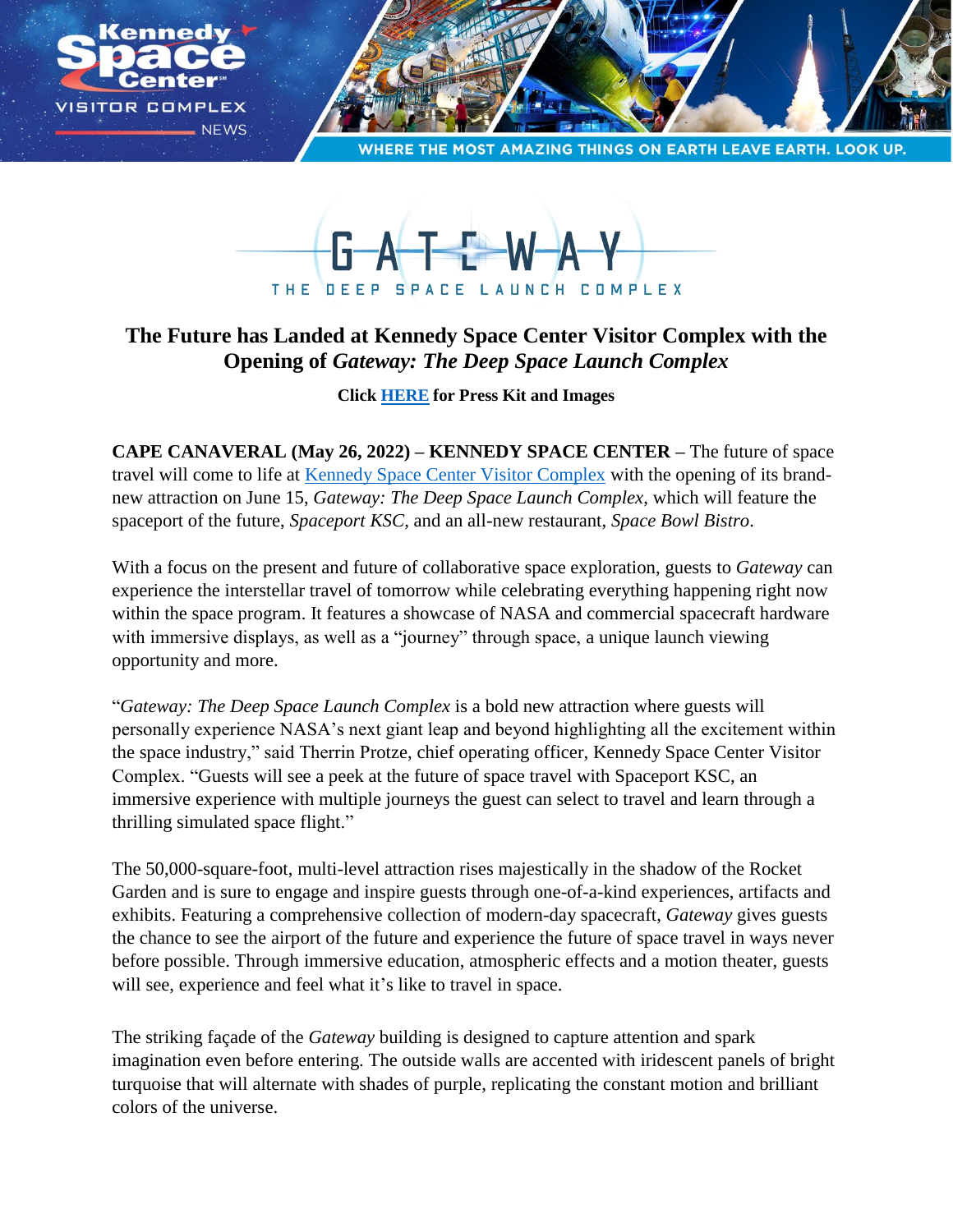GATEWAY

THE DEEP SPACE LAUNCH COMPLEX

# The Future has Landed at Kennedy Space Center Visitor Complex with the Opening of *Gateway: The Deep Space Launch Complex*

**Click HERE for Press Kit and Images**

**CAPE CANAVERAL (May 26, 2022) – KENNEDY SPACE CENTER –** The future of space travel will come to life at Kennedy Space Center Visitor Complex with the opening of its brand-new attraction on June 15, *Gateway: The Deep Space Launch Complex*, which will feature the spaceport of the future, *Spaceport KSC*, and an all-new restaurant, *Space Bowl Bistro*.

With a focus on the present and future of collaborative space exploration, guests to *Gateway* can experience the interstellar travel of tomorrow while celebrating everything happening right now within the space program. It features a showcase of NASA and commercial spacecraft hardware with immersive displays, as well as a "journey" through space, a unique launch viewing opportunity and more.

"*Gateway: The Deep Space Launch Complex* is a bold new attraction where guests will personally experience NASA's next giant leap and beyond highlighting all the excitement within the space industry," said Therrin Protze, chief operating officer, Kennedy Space Center Visitor Complex. "Guests will see a peek at the future of space travel with Spaceport KSC, an immersive experience with multiple journeys the guest can select to travel and learn through a thrilling simulated space flight."

The 50,000-square-foot, multi-level attraction rises majestically in the shadow of the Rocket Garden and is sure to engage and inspire guests through one-of-a-kind experiences, artifacts and exhibits. Featuring a comprehensive collection of modern-day spacecraft, *Gateway* gives guests the chance to see the airport of the future and experience the future of space travel in ways never before possible. Through immersive education, atmospheric effects and a motion theater, guests will see, experience and feel what it's like to travel in space.

The striking façade of the *Gateway* building is designed to capture attention and spark imagination even before entering. The outside walls are accented with iridescent panels of bright turquoise that will alternate with shades of purple, replicating the constant motion and brilliant colors of the universe.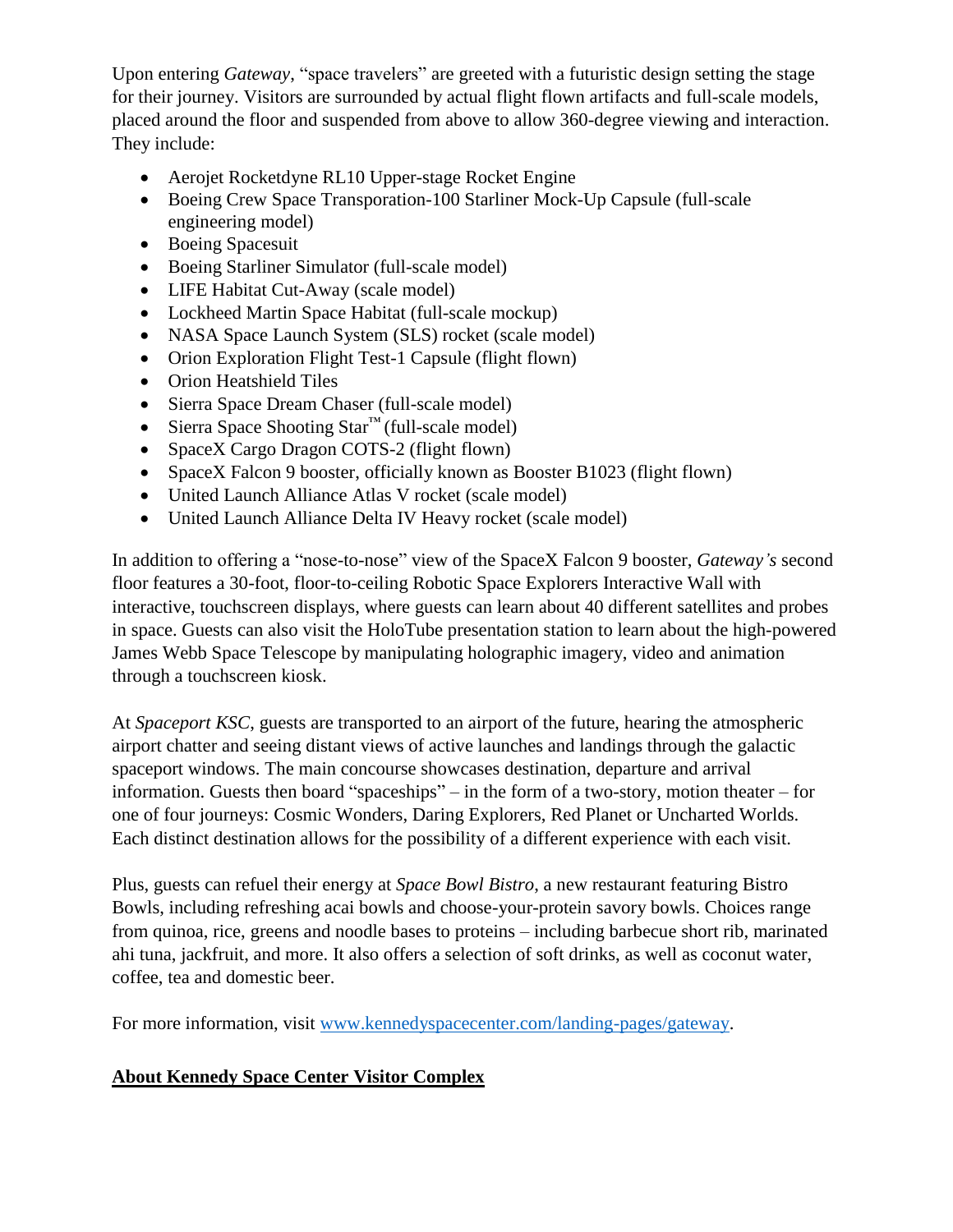Upon entering *Gateway*, "space travelers" are greeted with a futuristic design setting the stage for their journey. Visitors are surrounded by actual flight flown artifacts and full-scale models, placed around the floor and suspended from above to allow 360-degree viewing and interaction. They include:

- Aerojet Rocketdyne RL10 Upper-stage Rocket Engine
- Boeing Crew Space Transporation-100 Starliner Mock-Up Capsule (full-scale engineering model)
- Boeing Spacesuit
- Boeing Starliner Simulator (full-scale model)
- LIFE Habitat Cut-Away (scale model)
- Lockheed Martin Space Habitat (full-scale mockup)
- NASA Space Launch System (SLS) rocket (scale model)
- Orion Exploration Flight Test-1 Capsule (flight flown)
- Orion Heatshield Tiles
- Sierra Space Dream Chaser (full-scale model)
- Sierra Space Shooting Star™ (full-scale model)
- SpaceX Cargo Dragon COTS-2 (flight flown)
- SpaceX Falcon 9 booster, officially known as Booster B1023 (flight flown)
- United Launch Alliance Atlas V rocket (scale model)
- United Launch Alliance Delta IV Heavy rocket (scale model)

In addition to offering a "nose-to-nose" view of the SpaceX Falcon 9 booster, *Gateway's* second floor features a 30-foot, floor-to-ceiling Robotic Space Explorers Interactive Wall with interactive, touchscreen displays, where guests can learn about 40 different satellites and probes in space. Guests can also visit the HoloTube presentation station to learn about the high-powered James Webb Space Telescope by manipulating holographic imagery, video and animation through a touchscreen kiosk.

At *Spaceport KSC*, guests are transported to an airport of the future, hearing the atmospheric airport chatter and seeing distant views of active launches and landings through the galactic spaceport windows. The main concourse showcases destination, departure and arrival information. Guests then board "spaceships" – in the form of a two-story, motion theater – for one of four journeys: Cosmic Wonders, Daring Explorers, Red Planet or Uncharted Worlds. Each distinct destination allows for the possibility of a different experience with each visit.

Plus, guests can refuel their energy at *Space Bowl Bistro*, a new restaurant featuring Bistro Bowls, including refreshing acai bowls and choose-your-protein savory bowls. Choices range from quinoa, rice, greens and noodle bases to proteins – including barbecue short rib, marinated ahi tuna, jackfruit, and more. It also offers a selection of soft drinks, as well as coconut water, coffee, tea and domestic beer.

For more information, visit [www.kennedyspacecenter.com/landing-pages/gateway](www.kennedyspacecenter.com/landing-pages/gateway).

**About Kennedy Space Center Visitor Complex**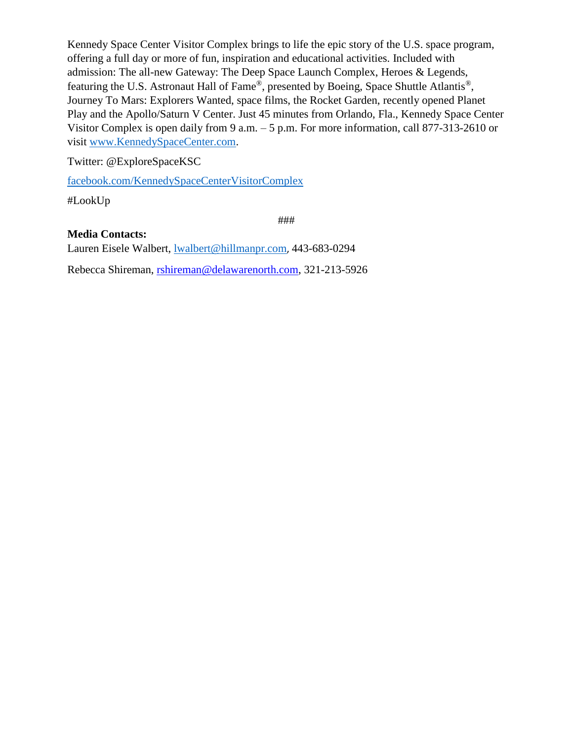Kennedy Space Center Visitor Complex brings to life the epic story of the U.S. space program, offering a full day or more of fun, inspiration and educational activities. Included with admission: The all-new Gateway: The Deep Space Launch Complex, Heroes & Legends, featuring the U.S. Astronaut Hall of Fame®, presented by Boeing, Space Shuttle Atlantis®, Journey To Mars: Explorers Wanted, space films, the Rocket Garden, recently opened Planet Play and the Apollo/Saturn V Center. Just 45 minutes from Orlando, Fla., Kennedy Space Center Visitor Complex is open daily from 9 a.m. – 5 p.m. For more information, call 877-313-2610 or visit [www.KennedySpaceCenter.com](http://www.KennedySpaceCenter.com).

Twitter: @ExploreSpaceKSC

[facebook.com/KennedySpaceCenterVisitorComplex](https://facebook.com/KennedySpaceCenterVisitorComplex)

#LookUp

###

**Media Contacts:**
Lauren Eisele Walbert, [lwalbert@hillmanpr.com](mailto:lwalbert@hillmanpr.com), 443-683-0294

Rebecca Shireman, [rshireman@delawarenorth.com](mailto:rshireman@delawarenorth.com), 321-213-5926